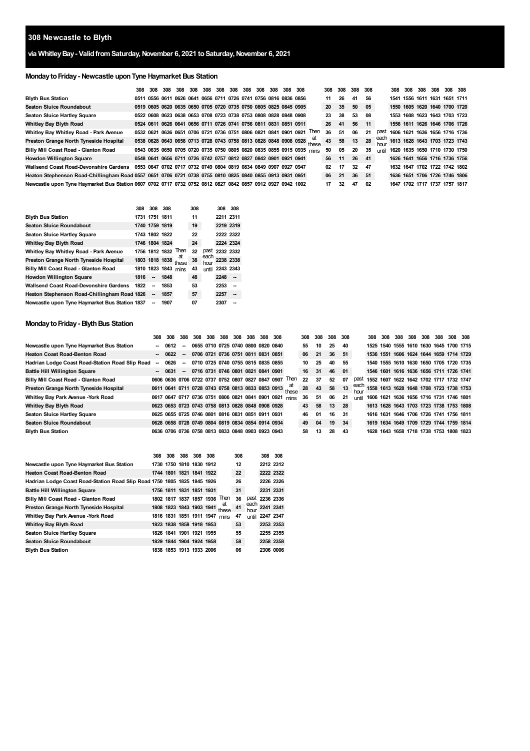# 308 Newcastle to Blyth

## via Whitley Bay - Valid from Saturday, November 6, 2021 to Saturday, November 6, 2021

### Monday to Friday - Newcastle upon Tyne Haymarket Bus Station

| | 308 | 308 | 308 | 308 | 308 | 308 | 308 | 308 | 308 | 308 | 308 | 308 | | 308 | 308 | 308 | 308 | | 308 | 308 | 308 | 308 | 308 | 308 |
|---|---|---|---|---|---|---|---|---|---|---|---|---|---|---|---|---|---|---|---|---|---|---|---|---|
| Blyth Bus Station | 0511 | 0556 | 0611 | 0626 | 0641 | 0656 | 0711 | 0726 | 0741 | 0756 | 0816 | 0836 | 0856 | 11 | 26 | 41 | 56 | | 1541 | 1556 | 1611 | 1631 | 1651 | 1711 |
| Seaton Sluice Roundabout | 0519 | 0605 | 0620 | 0635 | 0650 | 0705 | 0720 | 0735 | 0750 | 0805 | 0825 | 0845 | 0905 | 20 | 35 | 50 | 05 | | 1550 | 1605 | 1620 | 1640 | 1700 | 1720 |
| Seaton Sluice Hartley Square | 0522 | 0608 | 0623 | 0638 | 0653 | 0708 | 0723 | 0738 | 0753 | 0808 | 0828 | 0848 | 0908 | 23 | 38 | 53 | 08 | | 1553 | 1608 | 1623 | 1643 | 1703 | 1723 |
| Whitley Bay Blyth Road | 0524 | 0611 | 0626 | 0641 | 0656 | 0711 | 0726 | 0741 | 0756 | 0811 | 0831 | 0851 | 0911 | 26 | 41 | 56 | 11 | | 1556 | 1611 | 1626 | 1646 | 1706 | 1726 |
| Whitley Bay Whitley Road - Park Avenue | 0532 | 0621 | 0636 | 0651 | 0706 | 0721 | 0736 | 0751 | 0806 | 0821 | 0841 | 0901 | 0921 Then at these mins | 36 | 51 | 06 | 21 | past each hour until | 1606 | 1621 | 1636 | 1656 | 1716 | 1736 |
| Preston Grange North Tyneside Hospital | 0538 | 0628 | 0643 | 0658 | 0713 | 0728 | 0743 | 0758 | 0813 | 0828 | 0848 | 0908 | 0928 | 43 | 58 | 13 | 28 | | 1613 | 1628 | 1643 | 1703 | 1723 | 1743 |
| Billy Mill Coast Road - Glanton Road | 0543 | 0635 | 0650 | 0705 | 0720 | 0735 | 0750 | 0805 | 0820 | 0835 | 0855 | 0915 | 0935 | 50 | 05 | 20 | 35 | | 1620 | 1635 | 1650 | 1710 | 1730 | 1750 |
| Howdon Willington Square | 0548 | 0641 | 0656 | 0711 | 0726 | 0742 | 0757 | 0812 | 0827 | 0842 | 0901 | 0921 | 0941 | 56 | 11 | 26 | 41 | | 1626 | 1641 | 1656 | 1716 | 1736 | 1756 |
| Wallsend Coast Road-Devonshire Gardens | 0553 | 0647 | 0702 | 0717 | 0732 | 0749 | 0804 | 0819 | 0834 | 0849 | 0907 | 0927 | 0947 | 02 | 17 | 32 | 47 | | 1632 | 1647 | 1702 | 1722 | 1742 | 1802 |
| Heaton Stephenson Road-Chillingham Road | 0557 | 0651 | 0706 | 0721 | 0738 | 0755 | 0810 | 0825 | 0840 | 0855 | 0913 | 0931 | 0951 | 06 | 21 | 36 | 51 | | 1636 | 1651 | 1706 | 1726 | 1746 | 1806 |
| Newcastle upon Tyne Haymarket Bus Station | 0607 | 0702 | 0717 | 0732 | 0752 | 0812 | 0827 | 0842 | 0857 | 0912 | 0927 | 0942 | 1002 | 17 | 32 | 47 | 02 | | 1647 | 1702 | 1717 | 1737 | 1757 | 1817 |

| | 308 | 308 | 308 | | 308 | | 308 | 308 |
|---|---|---|---|---|---|---|---|---|
| Blyth Bus Station | 1731 | 1751 | 1811 | | 11 | | 2211 | 2311 |
| Seaton Sluice Roundabout | 1740 | 1759 | 1819 | | 19 | | 2219 | 2319 |
| Seaton Sluice Hartley Square | 1743 | 1802 | 1822 | | 22 | | 2222 | 2322 |
| Whitley Bay Blyth Road | 1746 | 1804 | 1824 | | 24 | | 2224 | 2324 |
| Whitley Bay Whitley Road - Park Avenue | 1756 | 1812 | 1832 | Then at these mins | 32 | past each hour until | 2232 | 2332 |
| Preston Grange North Tyneside Hospital | 1803 | 1818 | 1838 | | 38 | | 2238 | 2338 |
| Billy Mill Coast Road - Glanton Road | 1810 | 1823 | 1843 | | 43 | | 2243 | 2343 |
| Howdon Willington Square | 1816 | -- | 1848 | | 48 | | 2248 | -- |
| Wallsend Coast Road-Devonshire Gardens | 1822 | -- | 1853 | | 53 | | 2253 | -- |
| Heaton Stephenson Road-Chillingham Road | 1826 | -- | 1857 | | 57 | | 2257 | -- |
| Newcastle upon Tyne Haymarket Bus Station | 1837 | -- | 1907 | | 07 | | 2307 | -- |

### Monday to Friday - Blyth Bus Station

| | 308 | 308 | 308 | 308 | 308 | 308 | 308 | 308 | 308 | 308 | | 308 | 308 | 308 | 308 | | 308 | 308 | 308 | 308 | 308 | 308 | 308 | 308 |
|---|---|---|---|---|---|---|---|---|---|---|---|---|---|---|---|---|---|---|---|---|---|---|---|---|
| Newcastle upon Tyne Haymarket Bus Station | -- | 0612 | -- | 0655 | 0710 | 0725 | 0740 | 0800 | 0820 | 0840 | | 55 | 10 | 25 | 40 | | 1525 | 1540 | 1555 | 1610 | 1630 | 1645 | 1700 | 1715 |
| Heaton Coast Road-Benton Road | -- | 0622 | -- | 0706 | 0721 | 0736 | 0751 | 0811 | 0831 | 0851 | | 06 | 21 | 36 | 51 | | 1536 | 1551 | 1606 | 1624 | 1644 | 1659 | 1714 | 1729 |
| Hadrian Lodge Coast Road-Station Road Slip Road | -- | 0626 | -- | 0710 | 0725 | 0740 | 0755 | 0815 | 0835 | 0855 | | 10 | 25 | 40 | 55 | | 1540 | 1555 | 1610 | 1630 | 1650 | 1705 | 1720 | 1735 |
| Battle Hill Willington Square | -- | 0631 | -- | 0716 | 0731 | 0746 | 0801 | 0821 | 0841 | 0901 | | 16 | 31 | 46 | 01 | | 1546 | 1601 | 1616 | 1636 | 1656 | 1711 | 1726 | 1741 |
| Billy Mill Coast Road - Glanton Road | 0606 | 0636 | 0706 | 0722 | 0737 | 0752 | 0807 | 0827 | 0847 | 0907 | Then at these mins | 22 | 37 | 52 | 07 | past each hour until | 1552 | 1607 | 1622 | 1642 | 1702 | 1717 | 1732 | 1747 |
| Preston Grange North Tyneside Hospital | 0611 | 0641 | 0711 | 0728 | 0743 | 0758 | 0813 | 0833 | 0853 | 0913 | | 28 | 43 | 58 | 13 | | 1558 | 1613 | 1628 | 1648 | 1708 | 1723 | 1738 | 1753 |
| Whitley Bay Park Avenue -York Road | 0617 | 0647 | 0717 | 0736 | 0751 | 0806 | 0821 | 0841 | 0901 | 0921 | | 36 | 51 | 06 | 21 | | 1606 | 1621 | 1636 | 1656 | 1716 | 1731 | 1746 | 1801 |
| Whitley Bay Blyth Road | 0623 | 0653 | 0723 | 0743 | 0758 | 0813 | 0828 | 0848 | 0908 | 0928 | | 43 | 58 | 13 | 28 | | 1613 | 1628 | 1643 | 1703 | 1723 | 1738 | 1753 | 1808 |
| Seaton Sluice Hartley Square | 0625 | 0655 | 0725 | 0746 | 0801 | 0816 | 0831 | 0851 | 0911 | 0931 | | 46 | 01 | 16 | 31 | | 1616 | 1631 | 1646 | 1706 | 1726 | 1741 | 1756 | 1811 |
| Seaton Sluice Roundabout | 0628 | 0658 | 0728 | 0749 | 0804 | 0819 | 0834 | 0854 | 0914 | 0934 | | 49 | 04 | 19 | 34 | | 1619 | 1634 | 1649 | 1709 | 1729 | 1744 | 1759 | 1814 |
| Blyth Bus Station | 0636 | 0706 | 0736 | 0758 | 0813 | 0833 | 0848 | 0903 | 0923 | 0943 | | 58 | 13 | 28 | 43 | | 1628 | 1643 | 1658 | 1718 | 1738 | 1753 | 1808 | 1823 |

| | 308 | 308 | 308 | 308 | 308 | | 308 | | 308 | 308 |
|---|---|---|---|---|---|---|---|---|---|---|
| Newcastle upon Tyne Haymarket Bus Station | | 1730 | 1750 | 1810 | 1830 | 1912 | 12 | | 2212 | 2312 |
| Heaton Coast Road-Benton Road | | 1744 | 1801 | 1821 | 1841 | 1922 | 22 | | 2222 | 2322 |
| Hadrian Lodge Coast Road-Station Road Slip Road | 1750 | 1805 | 1825 | 1845 | 1926 | | 26 | | 2226 | 2326 |
| Battle Hill Willington Square | | 1756 | 1811 | 1831 | 1851 | 1931 | 31 | | 2231 | 2331 |
| Billy Mill Coast Road - Glanton Road | | 1802 | 1817 | 1837 | 1857 | 1936 Then at these mins | 36 | past each hour until | 2236 | 2336 |
| Preston Grange North Tyneside Hospital | | 1808 | 1823 | 1843 | 1903 | 1941 | 41 | | 2241 | 2341 |
| Whitley Bay Park Avenue -York Road | | 1816 | 1831 | 1851 | 1911 | 1947 | 47 | | 2247 | 2347 |
| Whitley Bay Blyth Road | | 1823 | 1838 | 1858 | 1918 | 1953 | 53 | | 2253 | 2353 |
| Seaton Sluice Hartley Square | | 1826 | 1841 | 1901 | 1921 | 1955 | 55 | | 2255 | 2355 |
| Seaton Sluice Roundabout | | 1829 | 1844 | 1904 | 1924 | 1958 | 58 | | 2258 | 2358 |
| Blyth Bus Station | | 1838 | 1853 | 1913 | 1933 | 2006 | 06 | | 2306 | 0006 |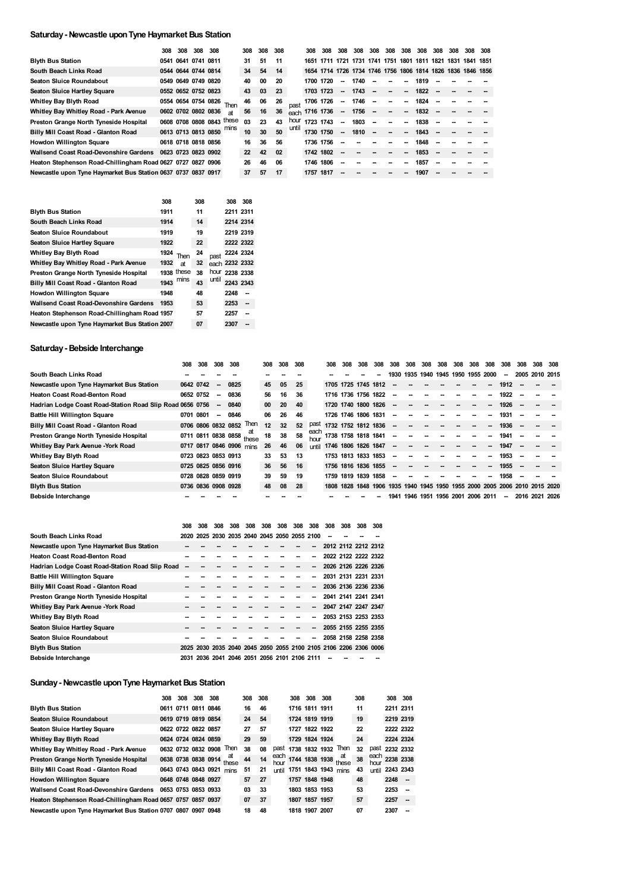## Saturday - Newcastle upon Tyne Haymarket Bus Station

| | 308 | 308 | 308 | 308 | | 308 | 308 | 308 | | 308 | 308 | 308 | 308 | 308 | 308 | 308 | 308 | 308 | 308 | 308 | 308 |
|---|---|---|---|---|---|---|---|---|---|---|---|---|---|---|---|---|---|---|---|---|---|
| Blyth Bus Station | 0541 | 0641 | 0741 | 0811 | | 31 | 51 | 11 | | 1651 | 1711 | 1721 | 1731 | 1741 | 1751 | 1801 | 1811 | 1821 | 1831 | 1841 | 1851 |
| South Beach Links Road | 0544 | 0644 | 0744 | 0814 | | 34 | 54 | 14 | | 1654 | 1714 | 1726 | 1734 | 1746 | 1756 | 1806 | 1814 | 1826 | 1836 | 1846 | 1856 |
| Seaton Sluice Roundabout | 0549 | 0649 | 0749 | 0820 | | 40 | 00 | 20 | | 1700 | 1720 | -- | 1740 | -- | -- | -- | 1819 | -- | -- | -- | -- |
| Seaton Sluice Hartley Square | 0552 | 0652 | 0752 | 0823 | | 43 | 03 | 23 | | 1703 | 1723 | -- | 1743 | -- | -- | -- | 1822 | -- | -- | -- | -- |
| Whitley Bay Blyth Road | 0554 | 0654 | 0754 | 0826 | Then | 46 | 06 | 26 | past | 1706 | 1726 | -- | 1746 | -- | -- | -- | 1824 | -- | -- | -- | -- |
| Whitley Bay Whitley Road - Park Avenue | 0602 | 0702 | 0802 | 0836 | at | 56 | 16 | 36 | each | 1716 | 1736 | -- | 1756 | -- | -- | -- | 1832 | -- | -- | -- | -- |
| Preston Grange North Tyneside Hospital | 0608 | 0708 | 0808 | 0843 | these | 03 | 23 | 43 | hour | 1723 | 1743 | -- | 1803 | -- | -- | -- | 1838 | -- | -- | -- | -- |
| Billy Mill Coast Road - Glanton Road | 0613 | 0713 | 0813 | 0850 | mins | 10 | 30 | 50 | until | 1730 | 1750 | -- | 1810 | -- | -- | -- | 1843 | -- | -- | -- | -- |
| Howdon Willington Square | 0618 | 0718 | 0818 | 0856 | | 16 | 36 | 56 | | 1736 | 1756 | -- | -- | -- | -- | -- | 1848 | -- | -- | -- | -- |
| Wallsend Coast Road-Devonshire Gardens | 0623 | 0723 | 0823 | 0902 | | 22 | 42 | 02 | | 1742 | 1802 | -- | -- | -- | -- | -- | 1853 | -- | -- | -- | -- |
| Heaton Stephenson Road-Chillingham Road | 0627 | 0727 | 0827 | 0906 | | 26 | 46 | 06 | | 1746 | 1806 | -- | -- | -- | -- | -- | 1857 | -- | -- | -- | -- |
| Newcastle upon Tyne Haymarket Bus Station | 0637 | 0737 | 0837 | 0917 | | 37 | 57 | 17 | | 1757 | 1817 | -- | -- | -- | -- | -- | 1907 | -- | -- | -- | -- |

| | 308 | | 308 | | 308 | 308 |
|---|---|---|---|---|---|---|
| Blyth Bus Station | 1911 | | 11 | | 2211 | 2311 |
| South Beach Links Road | 1914 | | 14 | | 2214 | 2314 |
| Seaton Sluice Roundabout | 1919 | | 19 | | 2219 | 2319 |
| Seaton Sluice Hartley Square | 1922 | | 22 | | 2222 | 2322 |
| Whitley Bay Blyth Road | 1924 | Then | 24 | past | 2224 | 2324 |
| Whitley Bay Whitley Road - Park Avenue | 1932 | at | 32 | each | 2232 | 2332 |
| Preston Grange North Tyneside Hospital | 1938 | these | 38 | hour | 2238 | 2338 |
| Billy Mill Coast Road - Glanton Road | 1943 | mins | 43 | until | 2243 | 2343 |
| Howdon Willington Square | 1948 | | 48 | | 2248 | -- |
| Wallsend Coast Road-Devonshire Gardens | 1953 | | 53 | | 2253 | -- |
| Heaton Stephenson Road-Chillingham Road | 1957 | | 57 | | 2257 | -- |
| Newcastle upon Tyne Haymarket Bus Station | 2007 | | 07 | | 2307 | -- |

## Saturday - Bebside Interchange

| | 308 | 308 | 308 | 308 | | 308 | 308 | 308 | | 308 | 308 | 308 | 308 | 308 | 308 | 308 | 308 | 308 | 308 | 308 | 308 | 308 | 308 | 308 |
|---|---|---|---|---|---|---|---|---|---|---|---|---|---|---|---|---|---|---|---|---|---|---|---|---|
| South Beach Links Road | -- | -- | -- | -- | | -- | -- | -- | | -- | -- | -- | -- | 1930 | 1935 | 1940 | 1945 | 1950 | 1955 | 2000 | -- | 2005 | 2010 | 2015 |
| Newcastle upon Tyne Haymarket Bus Station | | 0642 | 0742 | -- | 0825 | 45 | 05 | 25 | | 1705 | 1725 | 1745 | 1812 | -- | -- | -- | -- | -- | -- | -- | 1912 | -- | -- | -- |
| Heaton Coast Road-Benton Road | | 0652 | 0752 | -- | 0836 | 56 | 16 | 36 | | 1716 | 1736 | 1756 | 1822 | -- | -- | -- | -- | -- | -- | -- | 1922 | -- | -- | -- |
| Hadrian Lodge Coast Road-Station Road Slip Road | 0656 | 0756 | -- | 0840 | | 00 | 20 | 40 | | 1720 | 1740 | 1800 | 1826 | -- | -- | -- | -- | -- | -- | -- | 1926 | -- | -- | -- |
| Battle Hill Willington Square | | 0701 | 0801 | -- | 0846 | 06 | 26 | 46 | | 1726 | 1746 | 1806 | 1831 | -- | -- | -- | -- | -- | -- | -- | 1931 | -- | -- | -- |
| Billy Mill Coast Road - Glanton Road | | 0706 | 0806 | 0832 | 0852 | Then 12 | 32 | 52 | past | 1732 | 1752 | 1812 | 1836 | -- | -- | -- | -- | -- | -- | -- | 1936 | -- | -- | -- |
| Preston Grange North Tyneside Hospital | | 0711 | 0811 | 0838 | 0858 | at 18 | 38 | 58 | each hour | 1738 | 1758 | 1818 | 1841 | -- | -- | -- | -- | -- | -- | -- | 1941 | -- | -- | -- |
| Whitley Bay Park Avenue -York Road | | 0717 | 0817 | 0846 | 0906 | these mins 26 | 46 | 06 | until | 1746 | 1806 | 1826 | 1847 | -- | -- | -- | -- | -- | -- | -- | 1947 | -- | -- | -- |
| Whitley Bay Blyth Road | | 0723 | 0823 | 0853 | 0913 | 33 | 53 | 13 | | 1753 | 1813 | 1833 | 1853 | -- | -- | -- | -- | -- | -- | -- | 1953 | -- | -- | -- |
| Seaton Sluice Hartley Square | | 0725 | 0825 | 0856 | 0916 | 36 | 56 | 16 | | 1756 | 1816 | 1836 | 1855 | -- | -- | -- | -- | -- | -- | -- | 1955 | -- | -- | -- |
| Seaton Sluice Roundabout | | 0728 | 0828 | 0859 | 0919 | 39 | 59 | 19 | | 1759 | 1819 | 1839 | 1858 | -- | -- | -- | -- | -- | -- | -- | 1958 | -- | -- | -- |
| Blyth Bus Station | | 0736 | 0836 | 0908 | 0928 | 48 | 08 | 28 | | 1808 | 1828 | 1848 | 1906 | 1935 | 1940 | 1945 | 1950 | 1955 | 2000 | 2005 | 2006 | 2010 | 2015 | 2020 |
| Bebside Interchange | -- | -- | -- | -- | | -- | -- | -- | | -- | -- | -- | -- | 1941 | 1946 | 1951 | 1956 | 2001 | 2006 | 2011 | -- | 2016 | 2021 | 2026 |

| | 308 | 308 | 308 | 308 | 308 | 308 | 308 | 308 | 308 | 308 | 308 | 308 | 308 |
|---|---|---|---|---|---|---|---|---|---|---|---|---|---|
| South Beach Links Road | 2020 | 2025 | 2030 | 2035 | 2040 | 2045 | 2050 | 2055 | 2100 | -- | -- | -- | -- |
| Newcastle upon Tyne Haymarket Bus Station | -- | -- | -- | -- | -- | -- | -- | -- | -- | 2012 | 2112 | 2212 | 2312 |
| Heaton Coast Road-Benton Road | -- | -- | -- | -- | -- | -- | -- | -- | -- | 2022 | 2122 | 2222 | 2322 |
| Hadrian Lodge Coast Road-Station Road Slip Road | -- | -- | -- | -- | -- | -- | -- | -- | -- | 2026 | 2126 | 2226 | 2326 |
| Battle Hill Willington Square | -- | -- | -- | -- | -- | -- | -- | -- | -- | 2031 | 2131 | 2231 | 2331 |
| Billy Mill Coast Road - Glanton Road | -- | -- | -- | -- | -- | -- | -- | -- | -- | 2036 | 2136 | 2236 | 2336 |
| Preston Grange North Tyneside Hospital | -- | -- | -- | -- | -- | -- | -- | -- | -- | 2041 | 2141 | 2241 | 2341 |
| Whitley Bay Park Avenue -York Road | -- | -- | -- | -- | -- | -- | -- | -- | -- | 2047 | 2147 | 2247 | 2347 |
| Whitley Bay Blyth Road | -- | -- | -- | -- | -- | -- | -- | -- | -- | 2053 | 2153 | 2253 | 2353 |
| Seaton Sluice Hartley Square | -- | -- | -- | -- | -- | -- | -- | -- | -- | 2055 | 2155 | 2255 | 2355 |
| Seaton Sluice Roundabout | -- | -- | -- | -- | -- | -- | -- | -- | -- | 2058 | 2158 | 2258 | 2358 |
| Blyth Bus Station | 2025 | 2030 | 2035 | 2040 | 2045 | 2050 | 2055 | 2100 | 2105 | 2106 | 2206 | 2306 | 0006 |
| Bebside Interchange | 2031 | 2036 | 2041 | 2046 | 2051 | 2056 | 2101 | 2106 | 2111 | -- | -- | -- | -- |

## Sunday - Newcastle upon Tyne Haymarket Bus Station

| | 308 | 308 | 308 | 308 | | 308 | 308 | | 308 | 308 | 308 | | 308 | | 308 | 308 |
|---|---|---|---|---|---|---|---|---|---|---|---|---|---|---|---|---|
| Blyth Bus Station | 0611 | 0711 | 0811 | 0846 | | 16 | 46 | | 1716 | 1811 | 1911 | | 11 | | 2211 | 2311 |
| Seaton Sluice Roundabout | 0619 | 0719 | 0819 | 0854 | | 24 | 54 | | 1724 | 1819 | 1919 | | 19 | | 2219 | 2319 |
| Seaton Sluice Hartley Square | 0622 | 0722 | 0822 | 0857 | | 27 | 57 | | 1727 | 1822 | 1922 | | 22 | | 2222 | 2322 |
| Whitley Bay Blyth Road | 0624 | 0724 | 0824 | 0859 | | 29 | 59 | | 1729 | 1824 | 1924 | | 24 | | 2224 | 2324 |
| Whitley Bay Whitley Road - Park Avenue | 0632 | 0732 | 0832 | 0908 | Then | 38 | 08 | past | 1738 | 1832 | 1932 | Then | 32 | past | 2232 | 2332 |
| Preston Grange North Tyneside Hospital | 0638 | 0738 | 0838 | 0914 | at these | 44 | 14 | each hour | 1744 | 1838 | 1938 | at these | 38 | each hour | 2238 | 2338 |
| Billy Mill Coast Road - Glanton Road | 0643 | 0743 | 0843 | 0921 | mins | 51 | 21 | until | 1751 | 1843 | 1943 | mins | 43 | until | 2243 | 2343 |
| Howdon Willington Square | 0648 | 0748 | 0848 | 0927 | | 57 | 27 | | 1757 | 1848 | 1948 | | 48 | | 2248 | -- |
| Wallsend Coast Road-Devonshire Gardens | 0653 | 0753 | 0853 | 0933 | | 03 | 33 | | 1803 | 1853 | 1953 | | 53 | | 2253 | -- |
| Heaton Stephenson Road-Chillingham Road | 0657 | 0757 | 0857 | 0937 | | 07 | 37 | | 1807 | 1857 | 1957 | | 57 | | 2257 | -- |
| Newcastle upon Tyne Haymarket Bus Station | 0707 | 0807 | 0907 | 0948 | | 18 | 48 | | 1818 | 1907 | 2007 | | 07 | | 2307 | -- |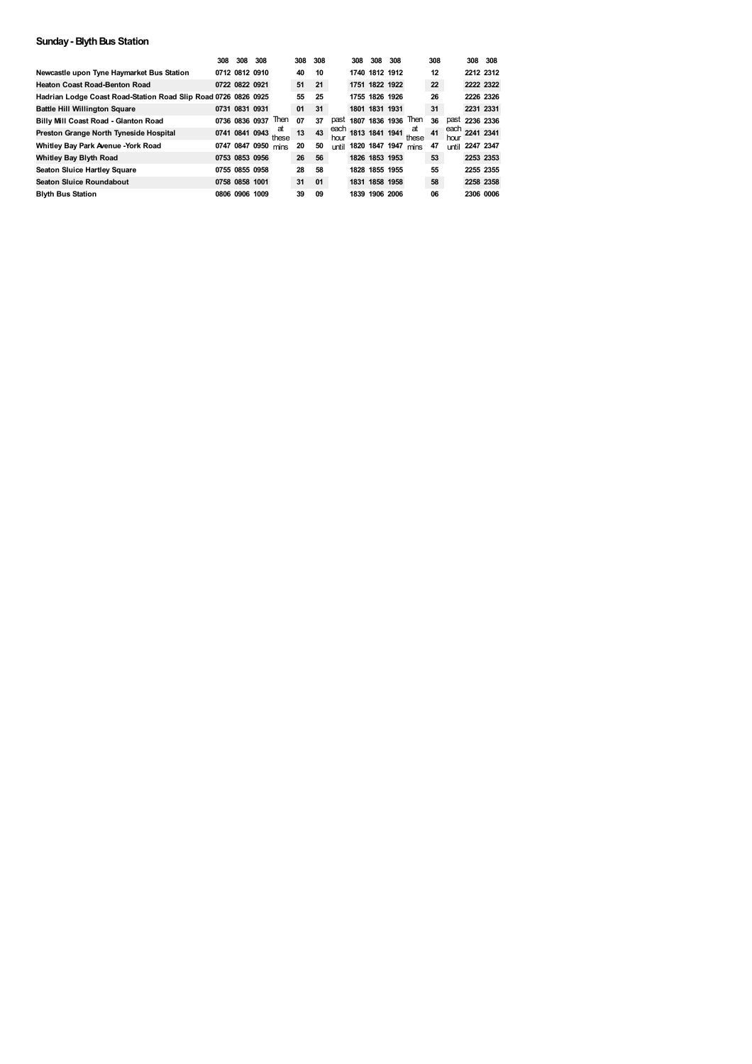## Sunday - Blyth Bus Station

| | 308 | 308 | 308 | | 308 | 308 | | 308 | 308 | 308 | | 308 | | 308 | 308 |
|---|---|---|---|---|---|---|---|---|---|---|---|---|---|---|---|
| **Newcastle upon Tyne Haymarket Bus Station** | 0712 | 0812 | 0910 | | 40 | 10 | | 1740 | 1812 | 1912 | | 12 | | 2212 | 2312 |
| **Heaton Coast Road-Benton Road** | 0722 | 0822 | 0921 | | 51 | 21 | | 1751 | 1822 | 1922 | | 22 | | 2222 | 2322 |
| **Hadrian Lodge Coast Road-Station Road Slip Road** | 0726 | 0826 | 0925 | | 55 | 25 | | 1755 | 1826 | 1926 | | 26 | | 2226 | 2326 |
| **Battle Hill Willington Square** | 0731 | 0831 | 0931 | | 01 | 31 | | 1801 | 1831 | 1931 | | 31 | | 2231 | 2331 |
| **Billy Mill Coast Road - Glanton Road** | 0736 | 0836 | 0937 | Then | 07 | 37 | past | 1807 | 1836 | 1936 | Then | 36 | past | 2236 | 2336 |
| **Preston Grange North Tyneside Hospital** | 0741 | 0841 | 0943 | at these | 13 | 43 | each hour | 1813 | 1841 | 1941 | at these | 41 | each hour | 2241 | 2341 |
| **Whitley Bay Park Avenue -York Road** | 0747 | 0847 | 0950 | mins | 20 | 50 | until | 1820 | 1847 | 1947 | mins | 47 | until | 2247 | 2347 |
| **Whitley Bay Blyth Road** | 0753 | 0853 | 0956 | | 26 | 56 | | 1826 | 1853 | 1953 | | 53 | | 2253 | 2353 |
| **Seaton Sluice Hartley Square** | 0755 | 0855 | 0958 | | 28 | 58 | | 1828 | 1855 | 1955 | | 55 | | 2255 | 2355 |
| **Seaton Sluice Roundabout** | 0758 | 0858 | 1001 | | 31 | 01 | | 1831 | 1858 | 1958 | | 58 | | 2258 | 2358 |
| **Blyth Bus Station** | 0806 | 0906 | 1009 | | 39 | 09 | | 1839 | 1906 | 2006 | | 06 | | 2306 | 0006 |